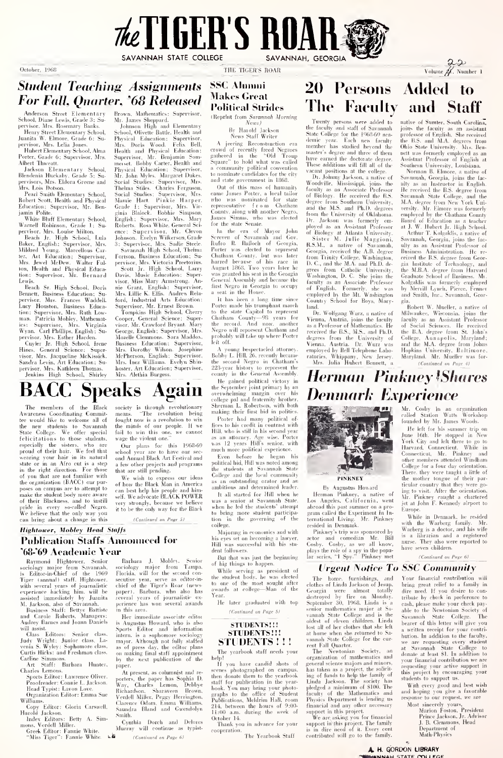# The TIGER'S ROAR

SAVANNAH STATE COLLEGE — SAVANNAH, GEORGIA

October, 1968 — Volume 22, Number 1

## Student Teaching Assignments For Fall, Quarter, '68 Released

Anderson Street Elementary School, Diane Lewis, Grade 3; Supervisor, Mrs. Rosemary Banks.

Henry Street Elementary School, Juanita W. Elmore, Grade 6; Supervisor, Mrs. Lelia Jones.

Hubert Elementary School, Alma Porter, Grade 6; Supervisor, Mrs. Albert Thweatt.

Jackson Elementary School, Blendenia Huckaby, Grade 5; Supervisors, Mrs. Eldora Greene and Mrs. Lois Dotson.

Pearl Smith Elementary School, Robert Scott, Health and Physical Education; Supervisor, Mr. Benjamin Polite.

White Bluff Elementary School, Warnell Robinson, Grade 1; Supervisor, Mrs. Louise Milton.

Beach Jr. High School, Lula Baker, English; Supervisor, Mrs. Mildred Young. Marcellous Carter, Art Education; Supervisor, Mrs. Jewel McDew. Walter Fulton, Health and Physical Education; Supervisor, Mr. Bernard Lewis.

Beach Sr. High School, Doris Bennett, Business Education; Supervisor, Mrs. Frances Waddell. Lucy Houston, Business Education; Supervisor, Mrs. Ruth Lowman. Patricia Mobley, Mathematics; Supervisor, Mrs. Virginia Wynn. Carl Phillips, English; Supervisor, Mrs. Esther Harden.

Cuyler Jr. High School, Irene Hines, General Science; Supervisor, Mrs. Jacqueline McKissick. Sandra Levin, Art Education; Supervisor, Mrs. Kathleen Thomas.

Jenkins High School, Shirley Brown, Mathematics; Supervisor, Mr. James Sheppard.

Johnson High and Elementary School, Olivette Battle, Health and Physical Education; Supervisor, Mrs. Doris Wood. Felix Bell, Health and Physical Education; Supervisor, Mr. Benjamin Sommerset. Bobby Carter, Health and Physical Education; Supervisor, Mr. John Myles. Margaret Dukes, Social Studies; Supervisor, Mrs. Thelma Stiles. Charles Ferguson, Social Studies; Supervisor, Mrs. Mamie Hart. Pinkie Harper, Grade 1; Supervisor, Mrs. Virginia Blalock. Bobbie Simpson, English; Supervisor, Mrs. Mary Roberts. Rosa White, General Science; Supervisor, Mr. Clevon Johnson. Evelyn Wilkerson, Grade 3; Supervisor, Mrs. Sadie Steele.

Savannah High School, Thelma Fortson, Business Education; Supervisor, Mrs. Victoria Pretorius.

Scott Jr. High School, Larry Davis, Music Education; Supervisor, Miss Mary Armstrong. Annie Grant, English; Supervisor, Mrs. Lillie K. Ellis. Andrew Relaford, Industrial Arts Education; Supervisor, Mr. Ernest Brown.

Tompkins High School, Cherry Cooper, General Science; Supervisor, Mr. Crawford Bryant. Mary George, English; Supervisor, Mrs. Mozelle Clemmons. Sara Maddox, Business Education; Supervisor, Mrs. Dorothy Wilson. Josephine McPherson, English; Supervisor, Mrs. Inez Williams. Evelyn Shinhoster, Art Education; Supervisor, Mrs. Alethia Burgess.

## BACC Speaks Again

The members of the Black Awareness Coordinating Committee would like to welcome all of the new students to Savannah State College. We offer special felicitations to those students, especially the sisters, who are proud of their hair. We feel that wearing your hair in its natural state or in an Afro cut is a step in the right direction. For those of you that are not familiar with the organization (BACC) our purposes on campus are to attempt to make the student body more aware of their Blackness, and to instill pride in every so-called Negro. We believe that the only way you can bring about a change in this society is through revolutionary means. "The revolution being fought now is a revolution to win the minds of our people. If we fail to win this one, we cannot wage the violent one."

Our plans for this 1968-69 school year are to have our second Annual Black Art Festival and a few other projects and programs that are still pending.

We wish to express our ideas of how the Black Man in America can best help his people and himself. We advocate BLACK POWER very strongly, because we believe it to be the only way for the Black

*(Continued on Page 5)*

## Hightower, Mobley Head Staffs

## Publication Staffs Announced for '68-'69 Academic Year

Raymond Hightower, Senior sociology major from Savannah, is Editor-in-Chief of the 1969 Tiger (annual) staff. Hightower, with several years of journalistic experience backing him, will be assisted immediately by Juanita M. Jackson, also of Savannah.

Business Staff: Bettye Battiste and Carole Roberts, Managers; Audrey Barnes and Joann Daniels will assist.

Class Editors: Senior class, Judy Wright; Junior class, Lavenia S. Wyley; Sophomore class, Curtis Hicks; and Freshman class, Carline Simmons.

Art Staff: Barbara Hunter, Charles Lemons.

Sports Editor: Lawrence Oliver.
Proofreader: Connie L. Jackson.
Head Typist: Lavon Love.
Organization Editor: Emma Sue Williams.
Copy Editor: Gloria Carswell, Harold Jackson.
Index Editors: Betty A. Simmons, Verdell Miller.
Greek Editor: Fannie White.
"Miss Tiger": Fannie White.

Barbara J. Mobley, Senior sociology major from Tampa, Florida, will for the second consecutive year, serve as editor-in-chief of the Tiger's Roar (newspaper). Barbara, who also has several years of journalistic experience has won several awards in this area.

Her immediate associate editor is Augustus Howard, who is also Sports Editor and information intern, is a sophomore sociology major. Although not fully staffed as of press day, the editor plans on making final staff appointment by the next publication of the paper.

At present, as columnist and reporters, the paper has Sophia D. Way, Charles Lemon, Debbye Richardson, Sharaveen Brown, Verdell Miller, Peggy Herrington, Clarence Odom, Emma Williams, Saundra Bland and Gwendolyn Smith.

Cynthia Dorch and Delores Murray will continue as typist.

*(Continued on Page 6)*

## SSC Alumni Makes Great Political Strides

(Reprint from *Savannah Morning News*)

By Harold Jackson
News Staff Writer

A jeering Reconstruction era crowd of recently freed Negroes gathered in the "Old Troup Square" to hold what was called a community political convention to nominate candidates for the city and state government in 1868.

Out of this mass of humanity came James Porter, a local tailor who was nominated for state representative from Chatham County, along with another Negro, James Simms, who was elected for the state Senate.

In the era of Mayor John Screven of Savannah and Gov. Rufro B. Bulloch of Georgia, Porter was elected to represent Chatham County, but was later barred because of his race in August 1868. Two years later he was granted his seat in the Georgia General Assembly and became the first Negro in Georgia to occupy a seat in the House.

It has been a long time since Porter made his triumphant march to the state Capitol to represent Chatham County—98 years for the record. And now, another Negro will represent Chatham and probably will take up where Porter left off.

A young bespectacled attorney, Bobby L. Hill, 26, recently became the second Negro in Chatham's 223-year history to represent the county in the General Assembly.

He gained political victory in the September joint primary by an overwhelming margin over his college pal and fraternity brother, Sherman L. Robertson, with both making their first bid in politics.

Porter had many political offices to his credit in contrast with Hill, who is still in his second year as an attorney. Age wise, Porter was 12 years Hill's senior, with much more political experience.

Even before he began his political bid, Hill was noted among the students at Savannah State College and the local community as an outstanding orator and an ambitious and determined leader.

It all started for Hill when he was a senior at Savannah State, when he led the students' attempt to bring more student participation in the governing of the college.

Majoring in economics and with his eyes set on becoming a lawyer, Hill was successful with his student followers.

But that was just the beginning of big things to happen.

While serving as president of the student body, he was elected to one of the most sought after awards at college—Man of the Year.

He later graduated with top

*(Continued on Page 5)*

### STUDENTS!!! STUDENTS!!! STUDENTS!!!

The yearbook staff needs your help!

If you have candid shots of scenes photographed on campus, then donate them to the yearbook staff for publication in the yearbook. You may bring your photographs to the office of Student Publications, Meldrim Hall, room 214, between the hours of 9:00-11:00 a.m. during the week of October 14.

Thank you in advance for your cooperation.

The Yearbook Staff

## 20 Persons Added to The Faculty and Staff

Twenty persons were added to the faculty and staff of Savannah State College for the 1968-69 academic year. Each new faculty member has studied beyond the master's degree and three of them have earned the doctorate degree. These additions will fill all of the vacant positions at the college.

Dr. Johnny Jackson, a native of Woodville, Mississippi, joins the faculty as an Associate Professor of Biology. He received the B.S. degree from Southern University, and the M.S. and Ph.D. degrees from the University of Oklahoma. Dr. Jackson was formerly employed as an Assistant Professor of Biology at Atlanta University.

Sister M. Julie Maggioni, R.S.M., a native of Savannah, Georgia, received the A.B. degree from Trinity College, Washington, D. C., and the M.A. and Ph.D. degrees from Catholic University, Washington, D. C. She joins the faculty as an Associate Professor of English. Formerly, she was employed by the Mt. Washington Country School for Boys, Maryland.

Dr. Wolfgang Wurz, a native of Vienna, Austria, joins the faculty as a Professor of Mathematics. He received the B.S., M.S., and Ph.D. degrees from the University of Vienna, Austria. Dr. Wurz was employed by Bell Telephone Laboratories, Whippany, New Jersey.

Mrs. Julia Hubert Bennett, a native of Sumter, South Carolina, joins the faculty as an assistant professor of English. She received the B.S. and M.A. degrees from the Ohio State University. Mrs. Bennett was formerly employed as an Assistant Professor of English at Southern University, Louisiana.

Norman B. Elmore, a native of Savannah, Georgia, joins the faculty as an Instructor in English. He received the B.S. degree from Savannah State College, and the M.A. degree from New York University. Mr. Elmore was formerly employed by the Chatham County Board of Education as a teacher at J. W. Hubert Jr. High School.

Arthur T. Kolgaklis, a native of Savannah, Georgia, joins the faculty as an Assistant Professor of Business Administration. He received the B.S. degree from Georgia Institute of Technology, and the M.B.A. degree from Harvard Graduate School of Business. Mr. Kolgaklis was formerly employed by Merrill Lynch, Pierce, Fenner and Smith, Inc., Savannah, Georgia.

Robert W. Mueller, a native of Milwaukee, Wisconsin, joins the faculty as an Assistant Professor of Social Sciences. He received the B.A. degree from St. John's College, Annapolis, Maryland; and the M.A. degree from Johns Hopkins University, Baltimore, Maryland. Mr. Mueller was for-

*(Continued on Page 4)*

## Herman Pinkney Shares Denmark Experience

PINKNEY

By Augustus Howard

Herman Pinkney, a native of Los Angeles, California, went abroad this past summer on a program called the Experiment In International Living. Mr. Pinkney resided in Denmark.

Pinkney's trip was sponsored by actor and comedian Mr. Bill Cosby. Cosby, as we all know, plays the role of a spy in the popular series, "I Spy." Pinkney met Mr. Cosby in an organization called Station Watts Workshop founded by Mr. James Woods.

He left for his summer trip on June 16th. He stopped in New York City and left there to go to Harvard, Connecticut. While in Connecticut, Mr. Pinkney and other members attended Windham College for a four day orientation. There, they were taught a little of the mother tongue of their particular country that they were going to visit. After the orientation, Mr. Pinkney caught a chartered jet at John F. Kennedy airport to Europe.

While in Denmark, he resided with the Warberg family. Mr. Warberg is a doctor, and his wife is a librarian and a registered nurse. They also were reported to have seven children.

*(Continued on Page 6)*

## Urgent Notice To SSC Community

The home, furnishings, and clothes of Linda Jackson of Jesup, Georgia were almost totally destroyed by fire on Monday, September 30, 1968. Linda is a senior mathematics major at Savannah State College and is the oldest of eleven children. Linda lost all of her clothes that she left at home when she returned to Savannah State College for the current Fall Quarter.

The Newtonian Society, an organization of mathematics and general science majors and minors, has taken as a project, the soliciting of funds to help the family of Linda Jackson. The society has pledged a minimum of $100. The faculty of the Mathematics and Physics Department is lending its financial and any other necessary support in this project.

We are asking you for financial support in this project. The family is in dire need of it. Every cent contributed will go to the family. Your financial contribution will bring great relief to a family in dire need. If you desire to contribute by check in preference to cash, please make your check payable to the Newtonian Society of Savannah State College. The bearer of this letter will give you a written receipt for your contribution. In addition to the faculty, we are requesting every student at Savannah State College to donate at least $1. In addition to your financial contribution we are requesting your active support in this project by encouraging your students to support us.

With every good and best wish and hoping you give a favorable response to our request, we are

Most sincerely yours,
Marion Foston, President
Prince Jackson, Jr. Advisor
J. B. Clemmons, Head
Department of Math-Physics

A. H. GORDON LIBRARY
SAVANNAH STATE COLLEGE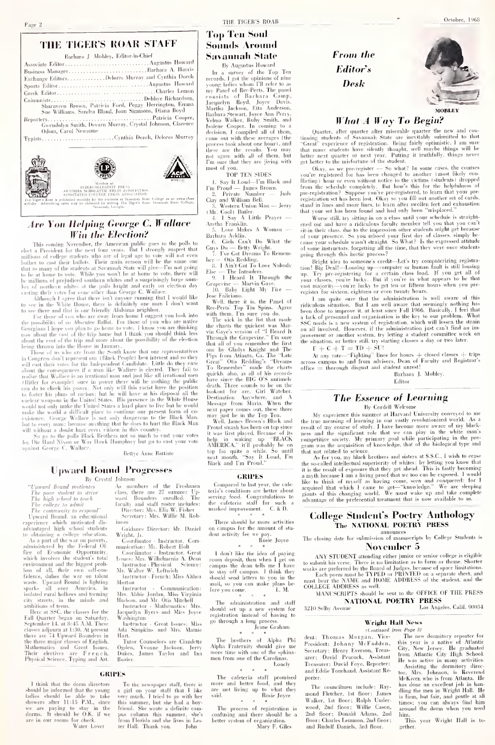# THE TIGER'S ROAR STAFF

Barbara J. Mobley, Editor-in-Chief

Associate Editor ............ Augustus Howard
Business Manager ............ Barbara A. Harris
Exchange Editors ............ Delores Murray and Cynthia Dorch
Sports Editor ............ Augustus Howard
Greek Editor ............ Charles Lemon
Columnists ............ Debbye Richardson, Sharaveen Brown, Patricia Ford, Peggy Herrington, Emma Sue Williams, Sandra Bland, Joan Simmons, Diana Boyd
Reporters ............ Patricia Cooper, Gwendolyn Smith, Devarn Murray, Crystal Johnson, Clarence Odom, Carol Newsome
Typists ............ Cynthia Dorch, Delores Murray

Member of INTERCOLLEGIATE PRESS, COLUMBIA SCHOLASTIC PRESS ASSOCIATION, ASSOCIATED COLLEGE PRESS ASSOCIATION

The Tiger's Roar is published monthly by the students at Savannah State College as an extra class activity. Advertising rates may be obtained by writing The Tiger's Roar, Savannah State College, Savannah, Georgia.

## Are You Helping George C. Wallace Win the Election?

This coming November, the American public goes to the polls to elect a President for the next four years. But I strongly suspect that millions of college students who are of legal age to vote will not even bother to cast their ballots. Their main reason will be the same one that so many of the students at Savannah State will give—I'm not going to be at home to vote. While you won't be at home to vote, there will be millions of prejudiced southern whites and a surprisingly large number of northern whites at the polls bright and early on election day casting their votes for none other than George C. Wallace.

Although I agree that there isn't anyone running that I would like to see in the White House, there is definitely one man I don't want to see there and that is our friendly Alabama neighbor.

For those of you who are away from home I suggest you look into the possibility of an Absentee Ballot. For those of you who are native Georgians I hope you plan to go home to vote. I know you are thinking now about the cost of the trip home but I think you should think less about the cost of the trip and more about the possibility of the election being thrown into the House in January.

Those of us who are from the South know that our representatives in Congress don't represent our (Black People) best interest and so they will cast their votes for the Independent Candidate. Little do they care about the consequences if a man like Wallace is elected. They fail to realize that Wallace is an irrational man and just like all irrational men (Hitler for example) once in power there will be nothing the public can do to check his power. Not only will this racist have the position to foster his plans of racism; but he will have at his disposal all the nuclear weapons in the United States. His presence in the White House would not only make the United States a hard place to live but he would make the world a difficult place to continue our present form of co-existence. George Wallace is not only dangerous to the Black Man, but to every man; because anything that he does to hurt the Black Man will without a doubt hurt every citizen in this country.

So go to the polls Black Brothers not so much to cast your votes for Die Hard Nixon or War Hawk Humphrey but go to cast your vote against George C. Wallace.

Bettye Anne Battiste

## Upward Bound Progresses

By Crystal Johnson

*"Upward Bound motivates*
*The poor student to strive*
*The high school to teach*
*The college to admit*
*The community to respond"*

Upward Bound, an educational experience which motivated disadvantaged high school students to obtaining a college education.

As a part of the war on poverty, administered by the Federal Office of Economic Opportunity, which involves the student's total environment and the biggest problem of all, their own self-confidence, dulls the war on talent waste. Upward Bound is lighting sparks all over America, in isolated rural hollows and teeming city streets, in the minds and ambitions of teens.

Here at SSC, the classes for the Fall Quarter began on Saturday, September 14, at 8:45 A.M. These classes adjourn at 1:30. At present there are 54 Upward Bounders in the three major classes of English, Mathematics and Great Issues. Their electives are French, Physical Science, Typing and Art.

As members of the Freshman class, there are 27 summer Upward Bounders enrolled. The faculty and staff roster includes:

Director: Mrs. Ella W. Fisher
Secretary: Mrs. Willie M. Robinson
Guidance Director: Mr. Daniel Wright, Jr.
Coordinator - Instructor, Communication: Mr. Robert Holt
Coordinator - Instructor, Great Issues: Mrs. Wilhelmenia A. Dean
Instructor - Physical Science: Mr. Walter W. Leftwich
Instructor - French: Miss Althea Morton
Instructor - Communication: Mrs. Abbie Jordan, Miss Virginia Hudson, and Mr. Otis Mitchell
Instructor - Mathematics: Mrs. Jacquelyn Byers and Miss Joyce Washington
Instructor - Great Issues: Miss Ada Simpkins and Mrs. Mamie Hart.
Tutor Counselors are Claudette Ogden, Yvonne Jackson, Jerry Dukes, James Taylor and Ina Bozier.

## GRIPES

I think that the dorm directors should be informed that the young ladies should be able to take showers after 11:15 P.M., since we are paying to stay in the dorms. It should be O.K. if we are in our rooms for check.

Water Lover

To the newspaper staff, there is a girl on your staff that I like very much. I tried to go with her this summer, but she had a boyfriend. She wrote a definite campus column this summer, she's from Florida and she lives in Lester Hall. Thank you.

John

## Top Ten Soul Sounds Around Savannah State

By Augustus Howard

In a survey of the Top Ten records, I got the opinions of nine young ladies whom I'll refer to as my Panel of Rec-Perts. The panel consists of Barbara Camp, Jacquelyn Boyd, Joyce Davis, Martha Jackson, Etta Anderson, Barbara Stewart, Joyce Ann Perry, Velma Walker, Ruby Smith, and Isolene Cooper. In coming to a decision, I compiled all of them, came out with these averages (the process took about one hour), and these are the results. You may not agree with all of them, but I'm sure that they are jiving with most of you.

TOP TEN SIDES

1. Say It Loud—I'm Black and I'm Proud — James Brown.
2. Private Number — Judy Clay and William Bell.
3. Western Union Man — Jerry (Mr. Cool) Butler.
4. I Say A Little Prayer — Aretha Franklin.
5. Love Makes A Woman — Barbara Acklin.
6. Girls Can't Do What the Guys Do — Betty Wright.
7. I've Got Dreams To Remember — Otis Redding.
8. I Ain't Got To Love Nobody Else — The Intruders.
9. I Heard It Through the Grapevine — Marvin Gaye.
10. Baby Light My Fire — Jose Faliciano.

Well, there it is, the Panel of Rec-Perts' Top Tin Spins. Agree with them, I'm sure you do.

The pick in the list that made the charts the quickest was Marvin Gaye's version of "I Heard It Through the Grapevine." I'm sure that all of you remember the first one by Gladys Knight and The Pips from Atlanta, Ga. The "Late Great" Otis Redding's "Dreams To Remember" made the charts quickly also, as all of his records have since the BIG O'S untimely death. Three sounds to be on the lookout for are, Girl Watcher, Destination Anywhere, and A Message From Maria. When the next paper comes out, these three may just be in the Top Ten.

Well, James Brown's Black and Proud smash has been on top since it was first played. Because of its help in waking up "BLACK AMERICA," it'll probably be on top for quite a while. So until next month, "Say It Loud, I'm Black and I'm Proud."

## GRIPES

Compared to last year, the cafeteria's conditions are better about serving food. Congratulations to the cafeteria staff for such a marked improvement. C. & D.

\* \* \*

There should be more activities on campus for the amount of student activity fee we pay.

Rosie Joyce

\* \* \*

I don't like the idea of paying room deposit, then when I get on campus the dean tells me I have to stay off campus. I think they should send letters to you in the mail, so you can make plans before you come. L. M.

\* \* \*

The administration and staff should set up a new system for registration instead of having to go through a long process.

Jeane Graham

\* \* \*

The brothers of Alpha Phi Alpha Fraternity should give me more time with one of the sphinxmen from one of the Carolinas.

Lonely

\* \* \*

The cafeteria staff promised more and better food, and they are not living up to what they said.

Rosie Joyce

\* \* \*

The process of registration is confusing and there should be a better system of organization.

Mary F. Giles

## From the Editor's Desk

MOBLEY

### What A Way To Begin?

Quarter, after quarter after miserable quarter the new and continuing students of Savannah State are inevitably submitted to that "Great" experience of registration. Being fairly optimistic, I am sure that many students have silently thought, well maybe things will be better next quarter or next year. Putting it truthfully, things never get better to the misfortune of the student.

Okay, so we pre-register — So what? In some cases, the courses you're registered for has been changed to another (most likely conflicting) hour or even without notice to the victims (students) dropped from the schedule completely. But how's this for the helpfulness of pre-registration? Suppose you're pre-registered, to learn that your pre-registration set has been lost. Okay so you fill out another set of cards, stand in lines and more lines, to learn after swollen feet and exhaustion that your set has been found and had only been "misplaced."

Worse still, try sitting-in on a class until your schedule is straightened out and have a ridiculous faculty member tell you that you can't sit-in their class, due to the impression other students might get because of your presence. So you missed your first day of classes simply because your schedule wasn't straight. So What? Is the expressed attitude of some instructors, forgetting all the time, that they were once students going through this hectic process?

Bright idea to someone's credit—Let's try computerizing registration! Big Deal!—Lousing up—computer or human fault is still lousing up. Try pre-registering for a certain class load. If you get all of your classes, you're lucky. But if you're in what appears to be that vast majority—you're lucky to get ten or fifteen hours when you preregister for sixteen, eighteen or even twenty hours.

I am quite sure that the administration is well aware of this ridiculous situation. But I am well aware that seemingly nothing has been done to improve it, at least since Fall 1966. Basically, I feel that a lack of personnel and organization is the key to our problem. What SSC needs is a new system of registration, which will lessen the strain on all involved. However, if the administration just can't find an improvement or another system, try letting a student committee work on the situation, or better still, try starting classes a day or two later.

F + C + T = TD + SU!

At any rate—"Fighting" lines for hours + closed classes + trips across campus to and from advisors, Dean of Faculty and Registrar's office = thoroughly disgust and student unrest!

Barbara J. Mobley,
Editor

## The Essence of Learning

By Cordell Welcome

My experience this summer at Harvard University conveyed to me the true meaning of learning in our vastly revolutionized world. As a result of my course of study, I have become more aware of my blackness and the significant role that we can play in the white man's competitive society. My primary goal while participating in the program was the acquisition of knowledge, that of the biological type and that not related to science.

As for you, my black brothers and sisters at S.S.C., I wish to erase the so-called intellectual superiority of whites: by letting you know that it is the result of exposure that they get ahead. This is fastly becoming a myth because I am a living proof that we too can be exposed. I would like to think of myself as having come, seen and conquered: for I acquired that which I came to get—"knowledge." We are sleeping giants of this changing world. We must wake up and take complete advantage of the preferential treatment that is now available to us.

## College Student's Poetry Anthology

### The NATIONAL POETRY PRESS

announces

The closing date for submission of manuscripts by College Students is

### November 5

ANY STUDENT attending either junior or senior college is eligible to submit his verse. There is no limitation as to form or theme. Shorter works are preferred by the Board of Judges, because of space limitations.

Each poem must be TYPED or PRINTED on a separate sheet, and must bear the NAME and HOME ADDRESS of the student, and the COLLEGE ADDRESS as well.

MANUSCRIPTS should be sent to the OFFICE OF THE PRESS

**NATIONAL POETRY PRESS**

3210 Selby Avenue — Los Angeles, Calif. 90034

## Wright Hall News

*(Continued from Page 3)*

dent; Thomas Morgan, Vice-President; Johnny McFadden, Secretary; Henry Everson, Treasurer; David Peacock, Assistant Treasurer; David Foye, Reporter; and Eddie Tonehand, Assistant Reporter.

The councilmen include: Raymond Fletcher, 1st floor; James Walker, 1st floor; Ralph Underwood, 2nd floor; Willie Cason, 2nd floor; Donald Adams, 2nd floor; Charles Lemmon, 2nd floor; and Rudolf Daniels, 3rd floor.

The new dormitory reporter for this year is a native of Atlantic City, New Jersey. He graduated from Atlantic City High School. He was active in many activities.

Assisting the dormitory director, Mrs. Johnson, is Reverend McKiven who is from Atlanta. He has done an excellent job in handling the men in Wright Hall. He is firm, but fair, and gentle at all times; you can always find him around the dorm when you need him.

This year Wright Hall is together.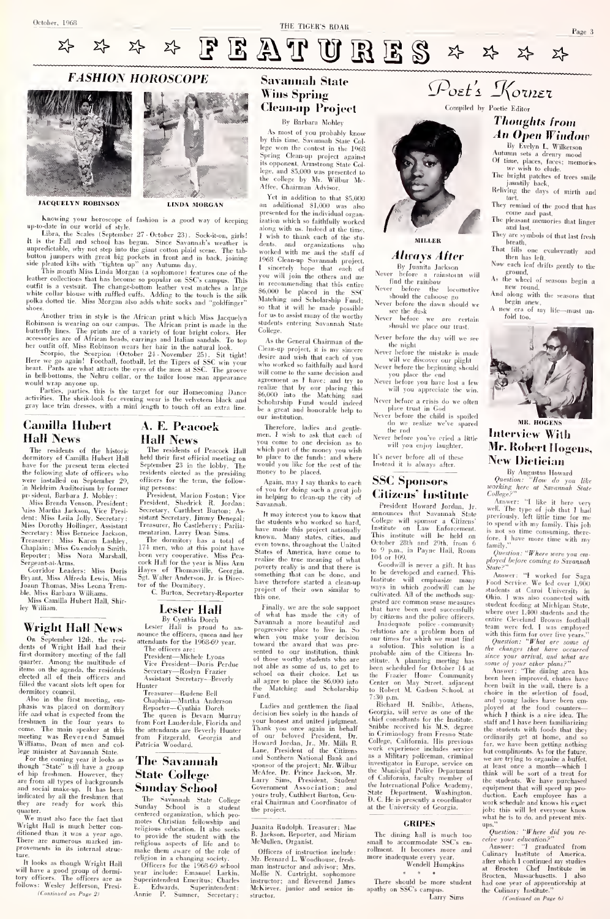# FEATURES

## FASHION HOROSCOPE

JACQUELYN ROBINSON

LINDA MORGAN

Knowing your horoscope of fashion is a good way of keeping up-to-date in our world of style.

Libra, the Scales (September 27 - October 23). Sock-it-on, girls! It is the Fall and school has begun. Since Savannah's weather is unpredictable, why not step into the giant cotton plaid scene. The tab-button jumpers with great big pockets in front and in back, joining side pleated kilts with "tighten up" any Autumn day.

This month Miss Linda Morgan (a sophomore) features one of the leather collections that has become so popular on SSC's campus. This outfit is a vestsuit. The change-bottom leather vest matches a large white collar blouse with ruffled cuffs. Adding to the touch is the silk polka dotted tie. Miss Morgan also adds white socks and "goldfinger" shoes.

Another trim in style is the African print which Miss Jacquelyn Robinson is wearing on our campus. The African print is made in the butterfly lines. The prints are of a variety of four bright colors. Her accessories are of African beads, earrings and Italian sandals. To top her outfit off, Miss Robinson wears her hair in the natural look.

Scorpio, the Scorpion (October 24 - November 25). Sit tight! Here we go again! Football, football, let the Tigers of SSC win your heart. Pants are what attracts the eyes of the men at SSC. The groove in bell-bottoms, the Nehru collar, or the tailor loose man appearance would wrap anyone up.

Parties, parties, this is the target for our Homecoming Dance activities. The sheik-look for evening wear is the velveteen black and gray lace trim dresses, with a mini length to touch off an extra line.

## Camilla Hubert Hall News

The residents of the historic dormitory of Camilla Hubert Hall have for the present term elected the following slate of officers who were installed on September 29, in Meldrim Auditorium by former president, Barbara J. Mobley:

Miss Brenda Venson, President; Miss Martha Jackson, Vice President; Miss Leila Jolly, Secretary; Miss Dorothy Hollinger, Assistant Secretary; Miss Berneice Jackson, Treasurer; Miss Karen Lashley, Chaplain; Miss Gwendolyn Smith, Reporter; Miss Nora Marshall, Sergeant-at-Arms.

Corridor Leaders: Miss Doris Bryant, Miss Alfreda Lewis, Miss Joann Thomas, Miss Leona Tremble, Miss Barbara Williams.

Miss Camilla Hubert Hall, Shirley William.

## Wright Hall News

On September 12th, the residents of Wright Hall had their first dormitory meeting of the fall quarter. Among the multitude of items on the agenda, the residents elected all of their officers and filled the vacant slots left open for dormitory council.

Also in the first meeting, emphasis was placed on dormitory life and what is expected from the freshmen in the four years to come. The main speaker at this meeting was Reverend Samuel Williams, Dean of men and college minister at Savannah State.

For the coming year it looks as though "State" will have a group of hip freshmen. However, they are from all types of backgrounds and social make-up. It has been indicated by all the freshmen that they are ready for work this quarter.

We must also face the fact that Wright Hall is much better conditioned than it was a year ago. There are numerous marked improvements in its internal structure.

It looks as though Wright Hall will have a good group of dormitory officers. The officers are as follows: Wesley Jefferson, President

*(Continued on Page 2)*

## A. E. Peacock Hall News

The residents of Peacock Hall held their first official meeting on September 23 in the lobby. The residents elected as the presiding officers for the term, the following persons:

President, Marion Foston; Vice President, Shedrick R. Jordan; Secretary, Curthbert Burton; Assistant Secretary, Jimmy Denegal; Treasurer, Ilo Castleberry; Parliamentarian, Larry Dean Sims.

The dormitory has a total of 174 men, who at this point have been very cooperative. Miss Peacock Hall for the year is Miss Ann Hayes of Thomasville, Georgia. Sgt. Walter Anderson, Jr. is Director of the Dormitory.

C. Burton, Secretary-Reporter

## Lester Hall

By Cynthia Dorch

Lester Hall is proud to announce the officers, queen and her attendants for the 1968-69 year.

The officers are:

President—Michele Lyons
Vice President—Doris Perdue
Secretary—Roslyn Frazier
Assistant Secretary—Beverly Hunter
Treasurer—Rudene Bell
Chaplain—Martha Anderson
Reporter—Cynthia Dorch

The queen is Devarn Murray from Fort Lauderdale, Florida and the attendants are Beverly Hunter from Fitzgerald, Georgia and Patricia Woodard.

## The Savannah State College Sunday School

The Savannah State College Sunday School is a student centered organization, which promotes Christian fellowship and religious education. It also seeks to provide the student with the religious aspects of life and to make them aware of the role of religion in a changing society.

Officers for the 1968-69 school year include: Emanuel Larkin, Superintendent Emeritus; Charles E. Edwards, Superintendent; Annie P. Sumner, Secretary; Juanita Rudolph, Treasurer; Mae B. Jackson, Reporter, and Miriam McMullen, Organist.

Officers of instruction include: Mr. Bernard L. Woodhouse, freshman instructor and advisor; Mrs. Mollie N. Curtright, sophomore instructor; and Reverend James McKiever, junior and senior instructor.

## Savannah State Wins Spring Clean-up Project

By Barbara Mobley

As most of you probably know by this time, Savannah State College won the contest in the 1968 Spring Clean-up project against its opponent, Armstrong State College, and $5,000 was presented to the college by Mr. Wilbur McAffee, Chairman Advisor.

Yet in addition to that $5,000 an additional $1,000 was also presented for the individual organization which so faithfully worked along with us. Indeed at the time, I wish to thank each of the students, and organizations who worked with me and the staff of 1968 Clean-up Savannah project. I sincerely hope that each of you will join the others and me in recommending that this entire $6,000 be placed in the SSC Matching and Scholarship Fund; so that it will be made possible for us to assist many of the worthy students entering Savannah State College.

As the General Chairman of the Clean-up project, it is my sincere desire and wish that each of you who worked so faithfully and hard will come to the same decision and agreement as I have; and try to realize that by our placing this $6,000 into the Matching and Scholarship Fund would indeed be a great and honorable help to our institution.

Therefore, ladies and gentlemen, I wish to ask that each of you come to one decision as to which part of the money you wish to place to the funds; and where would you like for the rest of the money to be placed.

Again, may I say thanks to each of you for doing such a great job in helping to clean-up the city of Savannah.

It may interest you to know that the students who worked so hard, have made this project nationally known. Many states, cities, and even towns, throughout the United States of America, have come to realize the true meaning of what poverty really is and that there is something that can be done, and have therefore started a clean-up project of their own similar to this one.

Finally, we are the sole support of what has made the city of Savannah a more beautiful and progressive place to live in. So when you make your decision toward the award that was presented to our institution, think of those worthy students who are not able as some of us, to get to school on their choice. Let us all agree to place the $6,000 into the Matching and Scholarship Fund.

Ladies and gentlemen the final decision lies solely in the hands of your honest and united judgment. Thank you once again in behalf of our beloved President, Dr. Howard Jordan, Jr., Mr. Mills B. Lane, President of the Citizens and Southern National Bank and sponsor of the project; Mr. Wilbur McAfee, Dr. Prince Jackson, Mr. Larry Sims, President, Student Government Association; and yours truly, Cuthbert Burton, General Chairman and Coordinator of the project.

## Poet's Korner

Compiled by Poetic Editor

MILLER

### Always After

By Juanita Jackson

Never before a rainstorm will find the rainbow
Never before the locomotive should the caboose go
Never before the dawn should we see the dusk
Never before we are certain should we place our trust.

Never before the day will we see the night
Never before the mistake is made will we discover our plight
Never before the beginning should you place the end
Never before you have lost a few will you appreciate the win.

Never before a crisis do we often place trust in God
Never before the child is spoiled do we realize we've spared the rod
Never before you've cried a little will you enjoy laughter.

It's never before all of these
Instead it is always after.

## SSC Sponsors Citizens' Institute

President Howard Jordan, Jr. announces that Savannah State College will sponsor a Citizens' Institute on Law Enforcement. This institute will be held on October 28th and 29th, from 6 to 9 p.m., in Payne Hall, Room 104 or 109.

Goodwill is never a gift. It has to be developed and earned. This Institute will emphasize many ways in which goodwill can be cultivated. All of the methods suggested are common sense measures that have been used successfully by citizens and the police officers.

Inadequate police - community relations are a problem born of our times for which we must find a solution. This solution is a probable aim of the Citizens Institute. A planning meeting has been scheduled for October 14 at the Frazier Home Community Center on May Street, adjacent to Robert M. Gadsen School, at 7:30 p.m.

Richard H. Snibbe, Athens, Georgia, will serve as one of the chief consultants for the Institute. Snibbe received his M.S. degree in Criminology from Fresno State College, California. His previous work experience includes service as a Military policeman, criminal investigator in Europe, service on the Municipal Police Department of California, faculty member of the International Police Academy, State Department, Washington, D. C. He is presently a coordinator at the University of Georgia.

### GRIPES

The dining hall is much too small to accommodate SSC's enrollment. It becomes more and more inadequate every year.

Wendell Humpkins

\* \* \*

There should be more student apathy on SSC's campus.

Larry Sims

### Thoughts from An Open Window

By Evelyn L. Wilkerson

Autumn sets a dreary mood
Of time, places, faces; memories we wish to elude.
The bright patches of trees smile jauntily back,
Reliving the days of mirth and tact.
They remind of the good that has come and past,
The pleasant memories that linger and last.
They are symbols of that last fresh breath,
That fills one exuberantly and then has left.
Now each leaf drifts gently to the ground,
As the wheel of seasons begin a new round,
And along with the seasons that begin anew,
A new era of my life—must unfold too.

MR. HOGENS

## Interview With Mr. Robert Hogens, New Dietician

By Augustus Howard

*Question: "How do you like working here at Savannah State College?"*

Answer: "I like it here very well. The type of job that I had previously, left little time for me to spend with my family. This job is not so time consuming, therefore, I have more time with my family."

*Question: "Where were you employed before coming to Savannah State?"*

Answer: "I worked for Saga Food Service. We fed over 1,900 students at Carol University in Ohio. I was also connected with student feeding at Michigan State, where over 1,400 students and the entire Cleveland Browns football team were fed. I was employed with this firm for over five years."

*Question: "What are some of the changes that have occurred since your arrival, and what are some of your other plans?"*

Answer: "The dining area has been improved, chutes have been built in the wall, there is a choice in the selection of food, and young ladies have been employed at the food counters—which I think is a nice idea. The staff and I have been familiarizing the students with foods that they ordinarily get at home, and so far, we have been getting nothing but compliments. As for the future, we are trying to organize a buffet, at least once a month—which I think will be sort of a treat for the students. We have purchased equipment that will speed up production. Each employee has a work schedule and knows his exact job; this will let everyone know what he is to do, and prevent mix-ups."

*Question: "Where did you receive your education?"*

Answer: "I graduated from Culinary Institute of America, after which I continued my studies at Brocten Chef Institute in Brocten, Massachusetts. I also had one year of apprenticeship at the Culinary Institute."

*(Continued on Page 6)*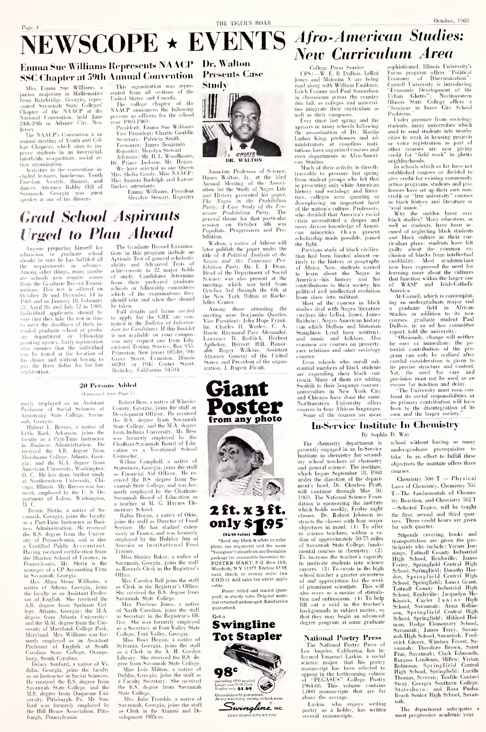# NEWSCOPE ★ EVENTS

## Emma Sue Williams Represents NAACP SSC Chapter at 59th Annual Convention

Miss Emma Sue Williams, a junior, majoring in Mathematics from Bainbridge, Georgia, represented Savannah State Colleges' Chapter of the NAACP at the National Convention, held June 24th-29th in Atlantic City, New Jersey.

The NAACP's Convention is an annual meeting of Youth and College Chapters, which aims to improve students in an interracial, interfaith, nonpartisan, social action organization.

Activities in the convention included lectures, luncheons, Youth Freedom Awards, dinners, and dances. Attorney Bobby Hill of Savannah, Georgia was guest speaker at one of the dinners.

This organization was represented from all sections of the United States and Canada.

The college chapter of the NAACP announces the following persons as officers for the school year 1968-1969:

President: Emma Sue Williams
Vice President: Charlie Gaublin
Secretary: Patricia Smith
Treasurer: James Benjamin
Reporter: Merolyn Stewart
Advisors: Mr. B. L. Woodhouse, Dr. Prince Jackson, Mr. Hogan.

We have selected as our Queen Miss Shelia Gordy. Miss NAACP: Miss Juanita Rudolph and Lurene Burkes, attendants.

Emma Williams, President
Merolyn Stewart, Reporter

## Grad School Aspirants Urged to Plan Ahead

Anyone preparing himself for admission to graduate school should be sure he has fulfilled all the requirements in advance. Among other things, many graduate schools now require scores from the Graduate Record Examinations. This test is offered on October 26 and December 14 in 1968 and on January 18, February 22, April 26, and July 12 in 1969. Individual applicants should be sure that they take the test in time to meet the deadlines of their intended graduate school or graduate department or fellowship granting agency. Early registration also ensures that the individual can be tested at the location of his choice and without having to pay the three dollar fee for late registration.

The Graduate Record Examinations in this program include an Aptitude Test of general scholastic ability and Advanced Tests of achievements in 22 major fields of study. Candidates determine from their preferred graduate schools or fellowship committees which of the examinations they should take and when they should be taken.

Full details and forms needed to apply for the GRE are contained in the *Bulletin of Information for Candidates*. If this booklet is not available on your campus, you may request one from Educational Testing Service, Box 955, Princeton, New Jersey 08540; 990 Grove Street, Evanston, Illinois 60201 or 1947 Center Street, Berkeley, California 94704.

## Dr. Walton Presents Case Study

DR. WALTON

Associate Professor of Science, Hanes Walton, Jr., at the 53rd Annual Meeting of the Association for the Study of Negro Life and History presented his paper, *The Negro in the Prohibition Party: A Case Study of the Tennessee Prohibition Party*. The general theme for that particular session on October 4th was Populists, Progressives and Prohibition.

Walton, a native of Athens will later publish the paper under the title of *A Political Analysis of the Negro and the Tennessee Prohibition Party*. Dr. E. J. Dean, Head of the Department of Social Science was also present at the meeting, which was held from October 3rd through the 6th at the New York Hilton at Rockefeller Center.

Among those attending the meeting were Benjamin Quaries, Vice President: John Hope Franklin, Charles H. Wesley, C. A. Bawte, Raymond Pace Alexander, Lawrence D. Reddick, Herbert Aptheker, Hervert Hill, Honorable Roger Wilkins, Assistant Attorney General of the United States, and President of the organization, J. Rupert Picott.

## 20 Persons Added

*(Continued from Page 1)*

merly employed as an Assistant Professor of Social Sciences at Armstrong State College, Savannah, Georgia.

Hubert L. Reeves, a native of Little Rock, Arkansas, joins the faculty as a Part-Time Instructor in Business Administration. He received the A.B. degree from Morehouse College, Atlanta, Georgia; and the M.A. degree from American University, Washington, D. C. He has done further study at Northwestern University, Chicago, Illinois. Mr. Reeves was formerly employed by the U. S. Department of Labor, Washington, D. C.

Bernie Slotin, a native of Savannah, Georgia, joins the faculty as a Part-Time Instructor in Business Administration. He received the B.S. degree from the University of Pennsylvania, and is also a Certified Public Accountant. Having received certification from the Sharton School of Finance, in Pennsylvania, Mr. Slotin is the manager of a CP Accounting Firm in Savannah, Georgia.

Mrs. Alma Stone Williams, a native of Athens, Georgia, joins the faculty as an Assistant Professor of English. She received the A.B. degree from Spelman College, Atlanta, Georgia; the M.A. degree from Atlanta University; and the M.M. degree from the University of Maryland, College Park, Maryland. Mrs. Williams was formerly employed as an Assistant Professor of English at South Carolina State College, Orangeburg, South Carolina.

Delacy Sanford, a native of Vidalia, Georgia, joins the faculty as an Instructor in Social Sciences. He received the B.S. degree from Savannah State College, and the M.S. degree from Duquesne University, Pittsburgh, Pa. Mr. Sanford was formerly employed by the Hill House Association, Pittsburgh, Pennsylvania.

Robert Bess, a native of Wheeler County, Georgia, joins the staff as Development Officer. He received the B.S. degree from Savannah State College, and the M.A. degree from Indiana University. Mr. Bess was formerly employed by the Chatham-Savannah Board of Education as a Vocational School Counselor.

Wilbur Campbell, a native of Statesboro, Georgia, joins the staff as Financial Aid Officer. He received the B.S. degree from Savannah State College, and was formerly employed by the Chatham-Savannah Board of Education as a teacher at M. G. Haynes Elementary School.

Rufus Hogan, a native of Ohio, joins the staff as Director of Food Service. He has studied extensively in France, and was formerly employed by the Holiday Inn of America as Institutional Food Trainer.

Miss Shirley Baker, a native of Savannah, Georgia, joins the staff as Records Clerk in the Registrar's Office.

Mrs. Carolyn Bell joins the staff as Clerk in the Registrar's Office. She received the B.S. degree from Savannah State College.

Mrs. Precious Jones, a native of North Carolina, joins the staff as Secretary in the Registrar's Office. She was formerly employed as a Secretary at Fort Valley State College, Fort Valley, Georgia.

Miss Rosa Hogan, a native of Sylvania, Georgia, joins the staff as a Clerk in the A. H. Gordon Library. She received the B.S. degree from Savannah State College.

Miss Lois Milton, a native of Dublin, Georgia, joins the staff as a Faculty Secretary. She received the B.S. degree from Savannah State College.

Mrs. Julie Tremble, a native of Savannah, Georgia, joins the staff as Clerk in the Alumni and Development Offices.

# Giant Poster from any photo

**2 ft. x 3 ft. only $1.95***

($4.95 value)

*Send any black & white or color photo (no negatives) and the name "Swingline" cut out from any Swingline package (or reasonable facsimile) to: POSTER-MART, P.O. Box 165, Woodside, N.Y. 11377. Enclose $1.95 cash, check, or money order (no C.O.D.'s). Add sales tax where applicable.

Poster rolled and mailed (post-paid) in sturdy tube. Original material returned undamaged. Satisfaction guaranteed.

Get a **Swingline Tot Stapler**

**98¢** (including 1000 staples) Larger size CUB Desk Stapler only **$1.69**

Unconditionally guaranteed. At any stationery, variety, or book store.

Swingline INC. LONG ISLAND CITY, N.Y. 11101

# Afro-American Studies: New Curriculum Area

College Press Service

(CPS)—W. E. B. DuBois, LeRoi Jones and Malcolm X are being read along with William Faulkner, Erich Fromm and Paul Samuelson in classrooms across the country this fall, as colleges and universities integrate their curriculum as well as their campuses.

Ever since last spring and the uproars in many schools following the assassination of Dr. Martin Luther King, professors and administrators at countless institutions have organized courses and even departments in Afro-American Studies.

Much of their activity is directly traceable to pressure last spring from student groups who felt that in presenting only white American history and sociology and literature, colleges were ignoring or downplaying an important facet of the nation's culture. Professors, who decided that America's racial crisis necessitated a deeper and more diverse knowledge of American minorities than present scholarship made possible, joined the fight.

Previous study of black civilization had been limited almost entirely to the history or geography of Africa. Now, students wanted to learn about the Negro in America—his history and his contributions to their society, his political and intellectual evolution from slave into militant.

Most of the courses in black studies deal with Negro literature (writers like LeRoi, Jones, James Baldwin), Negro American history (on which DuBois and historian Staughton Lynd have written), and music and folklore. Also common are courses on poverty, race relations and other sociology courses.

Even schools who enroll substantial numbers of black students are expanding their black curricula. Many of them are adding Swahili to their language courses: universities in New York City and Chicago have done the same. Northwestern University offers courses in four African languages.

Some of the courses are more sophisticated. Illinois University's Focus program offers "Political Economy of Discrimination"; Cornell University is introducing "Economic Development of the Urban Ghetto"; Northwestern Illinois State College offers a "Seminar in Inner City School Problems."

Under pressure from sociology students, many universities which used to send students into nearby cities to work in housing projects or voter registration as part of other courses are now giving credit for "field work" in ghetto neighborhoods.

In schools which so far have not established courses or decided to give credit for existing community action programs, students and professors have set up their own non-credit or "free university" courses in black history and literature or "soul music."

Why the sudden furor over black studies? Many educators, as well as students, have been accused of neglecting black students and black culture in their curriculum plans: students have felt guilty about the common exclusion of blacks from intellectual credibility. Most academicians now have expressed the need for learning more about the Negro's that function within the larger one of WASP and Irish-Catholic America.

At Cornell, which is contemplating an undergraduate major and a graduate field in African Studies in addition to its new courses, graduate student Paul DuBois, in an ad hoc committee report, told the university:

"Obviously, change will neither be easy or immediate; the potential contribution of the program can only be realized after careful consideration is given to its precise structure and content. Yet, the need for care and precision must not be used as an excuse for inaction and delay.

"The University must soon confront its social responsibilities or its primary contribution will have been to the disintegration of its own and the larger society."

## In-Service Institute In Chemistry

By Sophia D. Way

The chemistry department is presently engaged in an In-Service Institute in chemistry for secondary school teachers of chemistry and general science. The institute, which began September 18, 1968 under the direction of the department's head, Dr. Charles Pratt, will continue through May 30, 1969. The National Science Foundation is sponsoring the institute which holds weekly, Friday night classes. Dr. Robert Johnson instructs the classes with four major objectives in mind: (1) To offer to science teachers, within a radius of approximately 50-75 miles of Savannah State College, fundamental courses in chemistry. (2) To increase the teacher's capacity to motivate students into science careers. (3) To create in the high school teacher a greater awareness of and appreciation for the work of prominent scientists. This will also serve as a means of stimulation and enthusiasm. (4) To help fill out a void in the teacher's backgrounds in subject matter, so that they may begin an advanced degree program at some graduate school without having so many under-graduate prerequisites to take. In an effort to fulfill these objectives the institute offers three courses.

Chemistry 500 T — Physical Laws of Chemistry, Chemistry 501 T—The fundamentals of Chemistry Reaction, and Chemistry 502 T —Selected Topics, will be taught the first, second and third quarters. Three credit hours are given for each quarter.

Stipends covering books and transportation are given the participants who include: Verner Jennings, Tattnall County Industrial High School, Reidsville; James Forley, Springfield Central High School, Springfield; Dorothy Harden, Springfield Central High School, Springfield; Laura Grant, Tattnall County Industrial High School, Reidsville; Jacquelyn McKissick, Cuyler Junior High School, Savannah; Anna Robinson, Springfield Central High School, Springfield; Mildred Holman, Hodge Elementary School, Savannah; James Terry, Savannah High School, Savannah; Frederick Glover, Windsor Forest, Savannah; Theodore Brown, Saint Pius, Savannah; Clark Edmonds, Burgess Landrum, Millen; Vivian Robinson, Springfield Central High School, Springfield; Lucille Thomas, Screven; Teafilo Contavi Sicay, Georgia Southern College, Statesboro; and Rosa Pusha, Beach Senior High School, Savannah.

The department anticipates a most progressive academic year.

## National Poetry Press

The National Poetry Press of Los Angeles, California, has informed Emanuel Larkin, a social science major, that his poetry manuscript has been selected to appear in the forthcoming volume of "PEGASUS" College Poetry 1964-68. This volume contains 1,000 manuscripts that are far above the average.

Larkin, who enjoys writing poetry as a hobby, has written several manuscripts.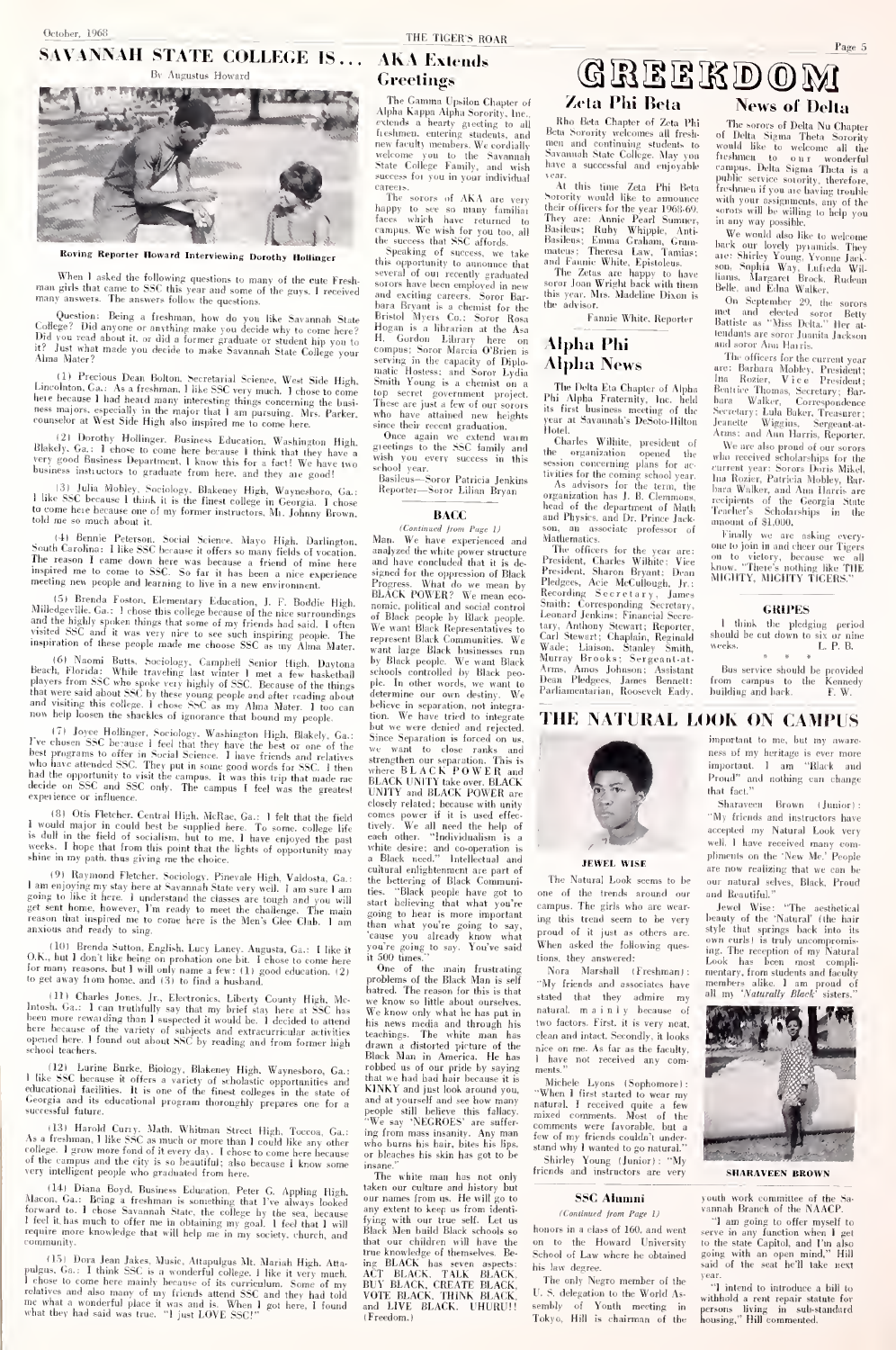# SAVANNAH STATE COLLEGE IS...

By Augustus Howard

Roving Reporter Howard Interviewing Dorothy Hollinger

When I asked the following questions to many of the cute Freshman girls that came to SSC this year and some of the guys. I received many answers. The answers follow the questions.

Question: Being a freshman, how do you like Savannah State College? Did anyone or anything make you decide why to come here? Did you read about it, or did a former graduate or student hip you to it? Just what made you decide to make Savannah State College your Alma Mater?

(1) Precious Dean Bolton, Secretarial Science, West Side High, Lincolnton, Ga.: As a freshman, I like SSC very much. I chose to come here because I had heard many interesting things concerning the business majors, especially in the major that I am pursuing. Mrs. Parker, counselor at West Side High also inspired me to come here.

(2) Dorothy Hollinger, Business Education, Washington High, Blakely, Ga.: I chose to come here because I think that they have a very good Business Department. I know this for a fact! We have two business instructors to graduate from here, and they are good!

(3) Julia Mobley, Sociology, Blakeney High, Waynesboro, Ga.: I like SSC because I think it is the finest college in Georgia. I chose to come here because one of my former instructors, Mr. Johnny Brown, told me so much about it.

(4) Bennie Peterson, Social Science, Mayo High, Darlington, South Carolina: I like SSC because it offers so many fields of vocation. The reason I came down here was because a friend of mine here inspired me to come to SSC. So far it has been a nice experience meeting new people and learning to live in a new environment.

(5) Brenda Foston, Elementary Education, J. F. Boddie High, Milledgeville, Ga.: I chose this college because of the nice surroundings and the highly spoken things that some of my friends had said. I often visited SSC and it was very nice to see such inspiring people. The inspiration of these people made me choose SSC as my Alma Mater.

(6) Naomi Butts, Sociology, Campbell Senior High, Daytona Beach, Florida: While traveling last winter I met a few basketball players from SSC who spoke very highly of SSC. Because of the things that were said about SSC by these young people and after reading about and visiting this college, I chose SSC as my Alma Mater. I too can now help loosen the shackles of ignorance that bound my people.

(7) Joyce Hollinger, Sociology, Washington High, Blakely, Ga.: I've chosen SSC because I feel that they have the best or one of the best programs to offer in Social Science. I have friends and relatives who have attended SSC. They put in some good words for SSC. I then had the opportunity to visit the campus. It was this trip that made me decide on SSC and SSC only. The campus I feel was the greatest experience or influence.

(8) Otis Fletcher, Central High, McRae, Ga.: I felt that the field I would major in could best be supplied here. To some, college life is dull in the field of socialism, but to me, I have enjoyed the past weeks. I hope that from this point that the lights of opportunity may shine in my path, thus giving me the choice.

(9) Raymond Fletcher, Sociology, Pinevale High, Valdosta, Ga.: I am enjoying my stay here at Savannah State very well. I am sure I am going to like it here. I understand the classes are tough and you will get sent home, however, I'm ready to meet the challenge. The main reason that inspired me to come here is the Men's Glee Club. I am anxious and ready to sing.

(10) Brenda Sutton, English, Lucy Laney, Augusta, Ga.: I like it O.K., but I don't like being on probation one bit. I chose to come here for many reasons, but I will only name a few: (1) good education, (2) to get away from home, and (3) to find a husband.

(11) Charles Jones, Jr., Electronics, Liberty County High, McIntosh, Ga.: I can truthfully say that my brief stay here at SSC has been more rewarding than I suspected it would be. I decided to attend here because of the variety of subjects and extracurricular activities opened here. I found out about SSC by reading and from former high school teachers.

(12) Lurine Burke, Biology, Blakeney High, Waynesboro, Ga.: I like SSC because it offers a variety of scholastic opportunities and educational facilities. It is one of the finest colleges in the state of Georgia and its educational program thoroughly prepares one for a successful future.

(13) Harold Curry, Math, Whitman Street High, Toccoa, Ga.: As a freshman, I like SSC as much or more than I could like any other college. I grow more fond of it every day. I chose to come here because of the campus and the city is so beautiful; also because I know some very intelligent people who graduated from here.

(14) Diana Boyd, Business Education, Peter G. Appling High, Macon, Ga.: Being a freshman is something that I've always looked forward to. I chose Savannah State, the college by the sea, because I feel it has much to offer me in obtaining my goal. I feel that I will require more knowledge that will help me in my society, church, and community.

(15) Dora Jean Jakes, Music, Attapulgus Mt. Mariah High, Attapulgus, Ga.: I think SSC is a wonderful college. I like it very much. I chose to come here mainly because of its curriculum. Some of my relatives and also many of my friends attend SSC and they had told me what a wonderful place it was and is. When I got here, I found what they had said was true. "I just LOVE SSC!"

## AKA Extends Greetings

The Gamma Upsilon Chapter of Alpha Kappa Alpha Sorority, Inc., extends a hearty greeting to all freshmen, entering students, and new faculty members. We cordially welcome you to the Savannah State College Family, and wish success for you in your individual careers.

The sorors of AKA are very happy to see so many familiar faces which have returned to campus. We wish for you too, all the success that SSC affords.

Speaking of success, we take this opportunity to announce that several of our recently graduated sorors have been employed in new and exciting careers. Soror Barbara Bryant is a chemist for the Bristol Myers Co.; Soror Rosa Hogan is a librarian at the Asa H. Gordon Library here on campus; Soror Marcia O'Brien is serving in the capacity of Diplomatic Hostess; and Soror Lydia Smith Young is a chemist on a top secret government project. These are just a few of our sorors who have attained new heights since their recent graduation.

Once again we extend warm greetings to the SSC family and wish you every success in this school year.

Basileus—Soror Patricia Jenkins
Reporter—Soror Lilian Bryan

## BACC

*(Continued from Page 1)*

Man. We have experienced and analyzed the white power structure and have concluded that it is designed for the oppression of Black Progress. What do we mean by BLACK POWER? We mean economic, political and social control of Black people by Black people. We want Black Representatives to represent Black Communities. We want large Black businesses run by Black people. We want Black schools controlled by Black people. In other words, we want to determine our own destiny. We believe in separation, not integration. We have tried to integrate but we were denied and rejected. Since Separation is forced on us, we want to close ranks and strengthen our separation. This is where BLACK POWER and BLACK UNITY take over. BLACK UNITY and BLACK POWER are closely related; because with unity comes power if it is used effectively. We all need the help of each other. "Individualism is a white desire; and co-operation is a Black need." Intellectual and cultural enlightenment are part of the bettering of Black Communities. "Black people have got to start believing that what you're going to hear is more important than what you're going to say, 'cause you already know what you're going to say. You've said it 500 times."

One of the main frustrating problems of the Black Man is self hatred. The reason for this is that we know so little about ourselves. We know only what he has put in his news media and through his teachings. The white man has drawn a distorted picture of the Black Man in America. He has robbed us of our pride by saying that we had bad hair because it is KINKY and just look around you, and at yourself and see how many people still believe this fallacy. We say 'NEGROES' are suffering from mass insanity. Any man who burns his hair, bites his lips, or bleaches his skin has got to be insane."

The white man has not only taken our culture and history but our names from us. He will go to any extent to keep us from identifying with our true self. Let us Black Men build Black schools so that our children will have the true knowledge of themselves. Being BLACK has seven aspects: ACT BLACK, TALK BLACK, BUY BLACK, CREATE BLACK, VOTE BLACK, THINK BLACK, and LIVE BLACK. UHURU!! (Freedom.)

# GREEKDOM

## Zeta Phi Beta

Rho Beta Chapter of Zeta Phi Beta Sorority welcomes all freshmen and continuing students to Savannah State College. May you have a successful and enjoyable year.

At this time Zeta Phi Beta Sorority would like to announce their officers for the year 1968-69. They are: Annie Pearl Sumner, Basileus; Ruby Whipple, Anti-Basileus; Emma Graham, Grammateus; Theresa Law, Tamias; and Fannie White, Epistoleus.

The Zetas are happy to have soror Joan Wright back with them this year. Mrs. Madeline Dixon is the advisor.

Fannie White, Reporter

## Alpha Phi Alpha News

The Delta Eta Chapter of Alpha Phi Alpha Fraternity, Inc. held its first business meeting of the year at Savannah's DeSoto-Hilton Hotel.

Charles Wilhite, president of the organization opened the session concerning plans for activities for the coming school year. As advisors for the term, the organization has J. B. Clemmons, head of the department of Math and Physics, and Dr. Prince Jackson, an associate professor of Mathematics.

The officers for the year are: President, Charles Wilhite; Vice President, Sharon Bryant; Dean Pledgees, Acie McCullough, Jr.; Recording Secretary, James Smith; Corresponding Secretary, Leonard Jenkins; Financial Secretary, Anthony Stewart; Reporter, Carl Stewart; Chaplain, Reginald Wade; Liaison, Stanley Smith, Murray Brooks; Sergeant-at-Arms, Amos Johnson; Assistant Dean Pledgees, James Bennett; Parliamentarian, Roosevelt Eady.

## News of Delta

The sorors of Delta Nu Chapter of Delta Sigma Theta Sorority would like to welcome all the freshmen to our wonderful campus. Delta Sigma Theta is a public service sorority, therefore, freshmen if you are having trouble with your assignments, any of the sorors will be willing to help you in any way possible.

We would also like to welcome back our lovely pyramids. They are: Shirley Young, Yvonne Jackson, Sophia Way, Lufreda Williams, Margaret Brock, Rudeam Belle, and Edna Walker.

On September 29, the sorors met and elected soror Betty Battiste as "Miss Delta." Her attendants are soror Juanita Jackson and soror Ann Harris.

The officers for the current year are: Barbara Mobley, President; Ina Rozier, Vice President; Beatrice Thomas, Secretary; Barbara Walker, Correspondence Secretary; Lula Baker, Treasurer; Jeanette Wiggins, Sergeant-at-Arms; and Ann Harris, Reporter.

We are also proud of our sorors who received scholarships for the current year: Sorors Doris Mikel, Ina Rozier, Patricia Mobley, Barbara Walker, and Ann Harris are recipients of the Georgia State Teacher's Scholarships in the amount of $1,000.

Finally we are asking everyone to join in and cheer our Tigers on to victory, because we all know, "There's nothing like THE MIGHTY, MIGHTY TIGERS."

## GRIPES

I think the pledging period should be cut down to six or nine weeks. L. P. B.

\* \* \*

Bus service should be provided from campus to the Kennedy building and back. F. W.

# THE NATURAL LOOK ON CAMPUS

JEWEL WISE

The Natural Look seems to be one of the trends around our campus. The girls who are wearing this trend seem to be very proud of it just as others are. When asked the following questions, they answered:

Nora Marshall (Freshman): "My friends and associates have stated that they admire my natural, mainly because of two factors. First, it is very neat, clean and intact. Secondly, it looks nice on me. As far as the faculty, I have not received any comments."

Michele Lyons (Sophomore): "When I first started to wear my natural, I received quite a few mixed comments. Most of the comments were favorable, but a few of my friends couldn't understand why I wanted to go natural."

Shirley Young (Junior): "My friends and instructors are very important to me, but my awareness of my heritage is ever more important. I am "Black and Proud" and nothing can change that fact."

Sharaveen Brown (Junior): "My friends and instructors have accepted my Natural Look very well. I have received many compliments on the 'New Me.' People are now realizing that we can be our natural selves, Black, Proud and Beautiful."

Jewel Wise: "The aesthetical beauty of the 'Natural' (the hair style that springs back into its own curls) is truly uncompromising. The reception of my Natural Look has been most complimentary, from students and faculty members alike. I am proud of all my '*Naturally Black*' sisters."

SHARAVEEN BROWN

## SSC Alumni

*(Continued from Page 1)*

honors in a class of 160, and went on to the Howard University School of Law where he obtained his law degree.

The only Negro member of the U. S. delegation to the World Assembly of Youth meeting in Tokyo, Hill is chairman of the youth work committee of the Savannah Branch of the NAACP.

"I am going to offer myself to serve in any function when I get to the state Capitol, and I'm also going with an open mind," Hill said of the seat he'll take next year.

"I intend to introduce a bill to withhold a rent repair statute for persons living in sub-standard housing," Hill commented.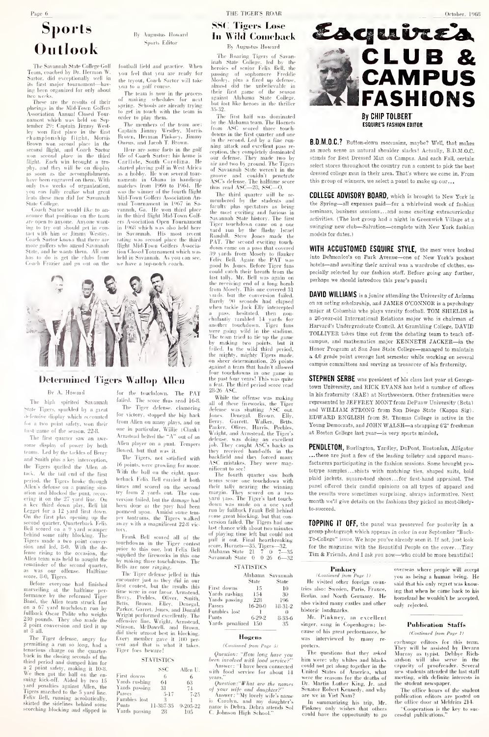# Sports Outlook

By Augustus Howard
Sports Editor

The Savannah State College Golf Team, coached by Dr. Herman W. Sartor, did exceptionally well in its first major tournament—having been organized for only about two weeks.

These are the results of their placings in the Mid-Town Golfers Association Annual Closed Tournament which was held on September 29: Captain Jimmy Westley won first place in the first championship flight, Morris Brown won second place in the second flight, and Coach Sartor won second place in the third flight. Each win brought a trophy, and they will be on display as soon as the accomplishments have been engraved on them. With only two weeks of organization, you can fully realize what great feats these men did for Savannah State College.

Coach Sartor would like to announce that positions on the team are open to anyone. Anyone wanting to try out should get in contact with him or Jimmy Westley. Coach Sartor knows that there are more golfers who attend Savannah State, and he wants them. All one has to do is get the clubs from Coach Frazier and go out on the football field and practice. When you feel that you are ready for the tryout, Coach Sartor will take you to a golf course.

The team is now in the process of making schedules for next spring. Schools are already trying to get in touch with the team in order to play them.

The members of the team are: Captain Jimmy Westley, Morris Brown, Herman Pinkney, Jimmy Owens, and Jacob T. Brown.

Here are some facts in the golf life of Coach Sartor: his home is Carlisle, South Carolina. He started playing golf in West Africa as a hobby. He won several tournaments in Ghana in handicap matches from 1960 to 1964. He was the winner of the fourth flight Mid-Town Golfers Association Annual Tournament in 1967 in Savannah, Ga. He won third place in the third flight Mid-Town Golfers Association Open Tournament in 1968 which was also held here in Savannah. His most recent rating was second place the third flight Mid-Town Golfers Association Closed Tournament which was held in Savannah. As you can see, we have a top-notch coach.

## Determined Tigers Wallop Allen

By A. Howard

The high spirited Savannah State Tigers, sparkled by a great defensive display which accounted for a two point safety, won their first game of the season, 22-8.

The first quarter saw an awesome display of power by both teams. Led by the tackles of Berry and Smith plus a key interception, the Tigers quelled the Allen attack. At the tail end of the first period, the Tigers broke through Allen's defense on a punting situation and blocked the punt, recovering it on the 27 yard line. On a key third down play, Bell hit Legget for a 12 yard first down. On the first play opening up the second quarter, Quarterback Felix Bell scored on a 9 yard scamper behind some nifty blocking. The Tigers made a two point conversion and led, 8-0. With the defense rising to the occasion, the Allen team was held to naught the remainder of the second quarter, as was our offense. Halftime score, 8-0, Tigers.

Before everyone had finished marvelling at the halftime performance by the reformed Tiger Band, the Allen team struck fast on a 67 yard touchdown run by fullback Oscar Polite who weighs 230 pounds. They also made the 2 point conversion and tied it up at 8 all.

The Tiger defense, angry for permitting a run so long, had a tenacious charge on the quarterback in the closing seconds of the third period and dumped him for a 2 point safety, making it 10-8. We then got the ball on the ensuing kick-off. Aided by two 15 yard penalties against Allen, the Tigers marched to the 5 yard line. Felix Bell, running acrobatically, skirted the sidelines behind some scorching blocking and slipped in for the touchdown. The PAT failed. The score thus read 16-8.

The Tiger defense, clamoring for victory, stopped the big back from Allen on many plays, and on one in particular, Willie (Clank) Armstead belted the "A" out of an Allen player on a punt. Tempers flowed, but that was it.

The Tigers, not satisfied with 16 points, were growling for more. With the ball on the eight, quarterback Felix Bell carried it both times and scored on the second try from 2 yards out. The conversion failed, but the damage had been done or the prey had been pounced upon. Amidst some temper tantrums, the Tigers walked away with a magnificent 22-8 victory.

Frank Bell scored all of the touchdowns in the Tiger contest prior to this one, but Felix Bell supplied the fireworks in this one by making three touchdowns. The Bells are now *ringing*.

The Tiger defense jelled in this encounter just as they did in our first contest, but the results this time were in our favor. Armstead, Berry, Peebles, Oliver, Smith, Betts, Brown, Elley, Denegal, Parker, Garret, Jones, and Donald Wright performed excellently. The offensive line, Wright, Armstead, Stinson, McDowell, and Brown, did their utmost best in blocking. Every member gave it 100 percent and that is what it takes. Tiger foes beware!

STATISTICS

| | SSC | Allen U. |
|---|---|---|
| First downs | 6 | 6 |
| Yards rushing | 64 | 63 |
| Yards passing | 31 | 74 |
| Passes | 5-17 | 7-25 |
| Fumbles lost | 3 | 1 |
| Punts | 11-387-35 | 9-205-22 |
| Yards passing | 28 | 105 |

## SSC Tigers Lose In Wild Comeback

By Augustus Howard

The Roaring Tigers of Savannah State College, led by the heroics of senior Felix Bell, the passing of sophomore Freddie Mosley, plus a fired up defense, almost did the unbelievable in their first game of the season against Alabama State College, but lost like heroes in the thriller 35-32.

The first half was dominated by the Alabama team. The Hornets from ASC scored three touchdowns in the first quarter and one in the second. Led by a fine running attack and excellent pass reception, they completely dominated our defense. They made two by air and two by ground. The Tigers of Savannah State weren't in the groove and couldn't penetrate ASC's defense. The halftime score thus read ASC—28, SSC—0.

The third quarter will be remembered by the students and faculty plus spectators as being the most exciting and furious in Savannah State history. The first Tiger touchdown came on a one yard run by the flashy Israel Randall. Steve Jones made the PAT. The second exciting touchdown came on a pass that covered 39 yards from Mosely to flanker Felix Bell. Again the PAT was good by Jones. Before Tiger fans could catch their breath from the last tally, Mr. Bell was again on the receiving end of a long bomb from Mosely. This one covered 31 yards, but the conversion failed. Barely 90 seconds had elapsed when tackle Jack Elly intercepted a pass, hesitated, then nonchalantly rambled 14 yards for another touchdown. Tiger fans were going wild in the stadium. The team tried to tie up the game by making two points, but it failed. In the wild third period, the mighty, mighty Tigers made, on sheer determination, 26 points against a team that hadn't allowed four touchdowns in one game in the past four years! This was quite a feat. The third period score read 28-26 ASC.

While the offense was making all of these fireworks, the Tiger defense was shutting ASC out. Jones, Denegal, Brown, Elly, Berry, Garrett, Walker, Betts, Parker, Oliver, Harris, Peebles, Wright, and Armstead, the Tiger's defense, was doing an excellent job. They caught ASC's backs as they received hand-offs in the backfield and they forced many ASC mistakes. They were magnificent to see!

The fourth quarter saw both teams score one touchdown with their tally nearing the winning margin. They scored on a two yard pass. The Tiger's last touchdown was made on a one yard run by fullback Frank Bell behind some great blocking, but that conversion failed. The Tigers had one last chance with about two minutes of playing time left but could not pull it out. Final heartbreaking score, Hornets—35, Tigers—32.

| | | | | | |
|---|---|---|---|---|---|
| Alabama State | 21 | 7 | 0 | 7 | —35 |
| Savannah State | 0 | 0 | 26 | 6 | —32 |

STATISTICS

| | Alabama State | Savannah State |
|---|---|---|
| First downs | 15 | 10 |
| Yards rushing | 154 | 30 |
| Yards passing | 228 | 196 |
| Passes | 16-20-0 | 18-31-2 |
| Fumbles lost | 1 | 0 |
| Punts | 6-29-2 | 8-33-6 |
| Yards penalized | 150 | 35 |

### Hogens

*(Continued from Page 3)*

*Question: "How long have you been involved with food service?"*

Answer: "I have been connected with food service for about 14 years."

*Question: "What are the names of your wife and daughter?"*

Answer: "My lovely wife's name is Carolyn, and my daughter's name is Debra. Debra attends Sol C. Johnson High School."

# Esquire's CLUB & CAMPUS FASHIONS

**By CHIP TOLBERT**
**ESQUIRE'S FASHION EDITOR**

**B.D.M.O.C.?** Button-down moccasins, maybe? Well, that makes as much sense as natural shoulder slacks! Actually, B.D.M.O.C. stands for Best Dressed Man on Campus. And each Fall, certain select stores throughout the country run a contest to pick the best dressed college man in their area. That's where we come in. From this group of winners, we select a panel to make up our...

**COLLEGE ADVISORY BOARD,** which is brought to New York in the Spring—all expenses paid—for a whirlwind week of fashion seminars, business sessions...and some exciting extracurricular activities. (The last group had a night in Greenwich Village at a swinging new club—Salvation—complete with New York fashion models for dates.)

**WITH ACCUSTOMED ESQUIRE STYLE,** the men were booked into Delmonico's on Park Avenue—one of New York's poshest hotels—and awaiting their arrival was a wardrobe of clothes, especially selected by our fashion staff. Before going any further, perhaps we should introduce this year's panel:

**DAVID WILLIAMS** is a junior attending the University of Arizona on an acting scholarship, and JAMES O'CONNOR is a psychology major at Columbia who plays varsity football. TOM SHIELDS is a 20-year-old International Relations major who is chairman of Harvard's Undergraduate Council. At Grambling College, DAVID TOLLIVER takes time out from the debating team to teach off-campus, and mathematics major KENNETH JACKER—in the Honor Program at San Jose State College—managed to maintain a 4.0 grade point average last semester while working on several campus committees and serving as treasurer of his fraternity.

**STEPHEN SERBE** was president of his class last year at Georgetown University, and RICK EVANS has held a number of offices in his fraternity (SAE) at Northwestern. Other fraternities were represented by JEFFREY MONT from DePauw University (Beta) and WILLIAM STRONG from San Diego State (Kappa Sig). EDWARD ENGLISH from St. Thomas College is active in the Young Democrats, and JOHN WALSH—a strapping 6'2" freshman at Boston College last year—is very sports minded.

**PENDLETON,** Burlington, Yardley, DuPont, Bostonian, Alligator ...these are just a few of the leading toiletry and apparel manufacturers participating in the fashion sessions. Some brought prototype samples...shirts with matching ties, shaped suits, bold plaid jackets, square-toed shoes...for first-hand appraisal. The panel offered their candid opinions on all types of apparel and the results were sometimes surprising, always informative. Next month we'll give details on the fashions they picked as most-likely-to-succeed.

**TOPPING IT OFF,** the panel was preserved for posterity in a group photograph which appears in color in our September "Back-To-College" issue. We hope you've already seen it. If not, just look for the magazine with the Beautiful People on the cover...Tiny Tim & Friends. And I ask you now—who could be more beautiful!

### Pinkney

*(Continued from Page 1)*

He visited other foreign countries also: Sweden, Paris, France, Berlin, and North Germany. He also visited many castles and other historic landmarks.

Mr. Pinkney, an excellent singer, sang in Copenhagen; because of his great performance, he was interviewed by many reporters.

The questions that they asked him were: why whites and blacks could not get along together in the United States of America, what were the reasons for the deaths of Dr. Martin Luther King, Jr. and Senator Robert Kennedy, and why are we in Viet Nam?

In summarizing his trip, Mr. Pinkney only wishes that others could have the opportunity to go overseas where people will accept you as being a human being. He said that his only regret was knowing that when he came back to his homeland he wouldn't be accepted, only rejected.

### Publication Staffs

*(Continued from Page 1)*

exchange editors for this term. They will be assisted by Devarn Murray as typist. Debbye Richardson will also serve in the capacity of proofreader. Several new students attended the last staff meeting, with definite interests in the student newspaper.

The office hours of the student publication editors are posted on the office door at Meldrim 214.

"Cooperation is the key to successful publications."